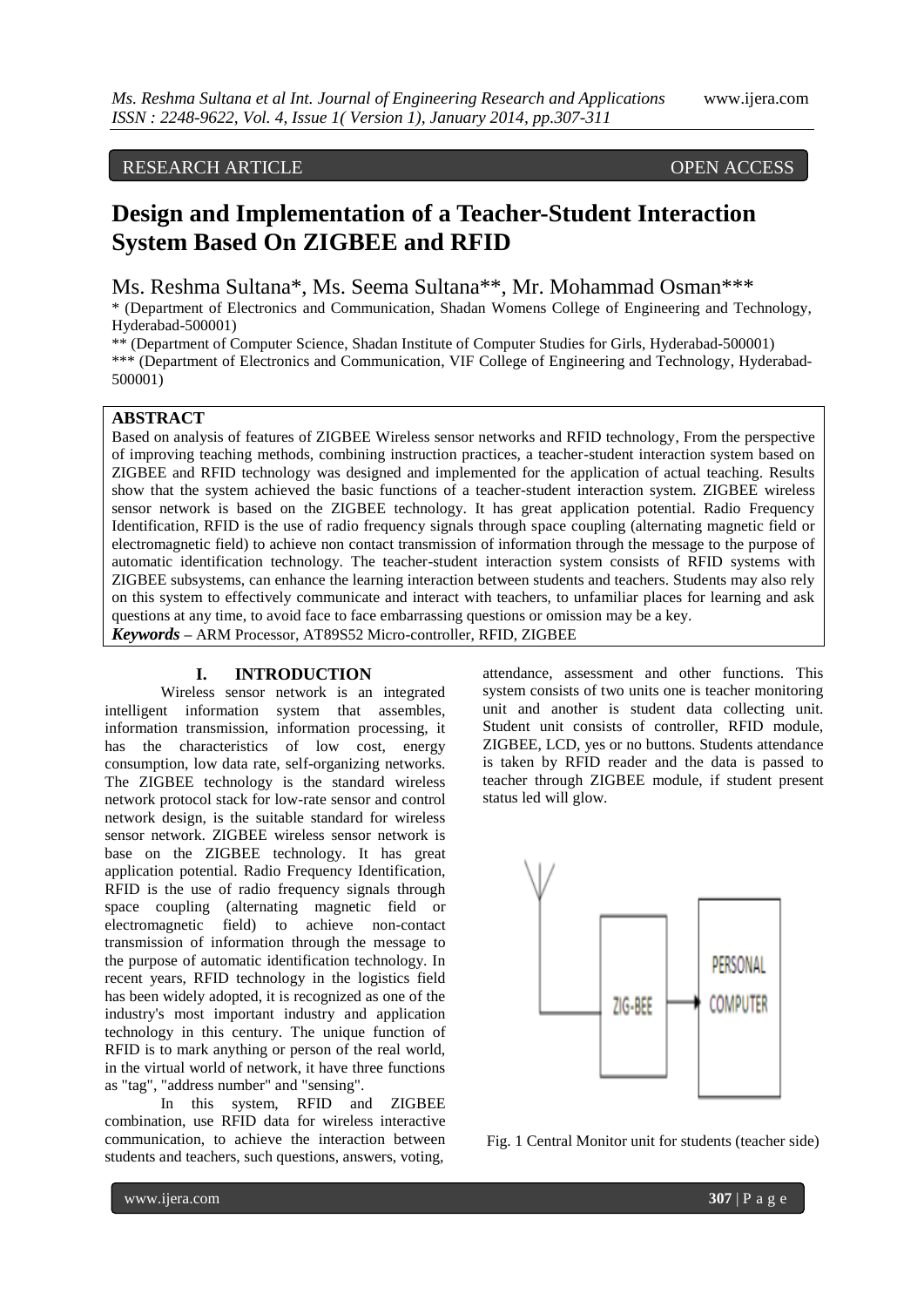RESEARCH ARTICLE OPEN ACCESS

# Design and Implementation of a Teacher-Student Interaction System Based On ZIGBEE and RFID

Ms. Reshma Sultana*, Ms. Seema Sultana**, Mr. Mohammad Osman***

* (Department of Electronics and Communication, Shadan Womens College of Engineering and Technology, Hyderabad-500001)

** (Department of Computer Science, Shadan Institute of Computer Studies for Girls, Hyderabad-500001)

*** (Department of Electronics and Communication, VIF College of Engineering and Technology, Hyderabad-500001)

## ABSTRACT

Based on analysis of features of ZIGBEE Wireless sensor networks and RFID technology, From the perspective of improving teaching methods, combining instruction practices, a teacher-student interaction system based on ZIGBEE and RFID technology was designed and implemented for the application of actual teaching. Results show that the system achieved the basic functions of a teacher-student interaction system. ZIGBEE wireless sensor network is based on the ZIGBEE technology. It has great application potential. Radio Frequency Identification, RFID is the use of radio frequency signals through space coupling (alternating magnetic field or electromagnetic field) to achieve non contact transmission of information through the message to the purpose of automatic identification technology. The teacher-student interaction system consists of RFID systems with ZIGBEE subsystems, can enhance the learning interaction between students and teachers. Students may also rely on this system to effectively communicate and interact with teachers, to unfamiliar places for learning and ask questions at any time, to avoid face to face embarrassing questions or omission may be a key.

***Keywords*** – ARM Processor, AT89S52 Micro-controller, RFID, ZIGBEE

## I. INTRODUCTION

Wireless sensor network is an integrated intelligent information system that assembles, information transmission, information processing, it has the characteristics of low cost, energy consumption, low data rate, self-organizing networks. The ZIGBEE technology is the standard wireless network protocol stack for low-rate sensor and control network design, is the suitable standard for wireless sensor network. ZIGBEE wireless sensor network is base on the ZIGBEE technology. It has great application potential. Radio Frequency Identification, RFID is the use of radio frequency signals through space coupling (alternating magnetic field or electromagnetic field) to achieve non-contact transmission of information through the message to the purpose of automatic identification technology. In recent years, RFID technology in the logistics field has been widely adopted, it is recognized as one of the industry's most important industry and application technology in this century. The unique function of RFID is to mark anything or person of the real world, in the virtual world of network, it have three functions as "tag", "address number" and "sensing".

In this system, RFID and ZIGBEE combination, use RFID data for wireless interactive communication, to achieve the interaction between students and teachers, such questions, answers, voting, attendance, assessment and other functions. This system consists of two units one is teacher monitoring unit and another is student data collecting unit. Student unit consists of controller, RFID module, ZIGBEE, LCD, yes or no buttons. Students attendance is taken by RFID reader and the data is passed to teacher through ZIGBEE module, if student present status led will glow.

ZIG-BEE → PERSONAL COMPUTER

Fig. 1 Central Monitor unit for students (teacher side)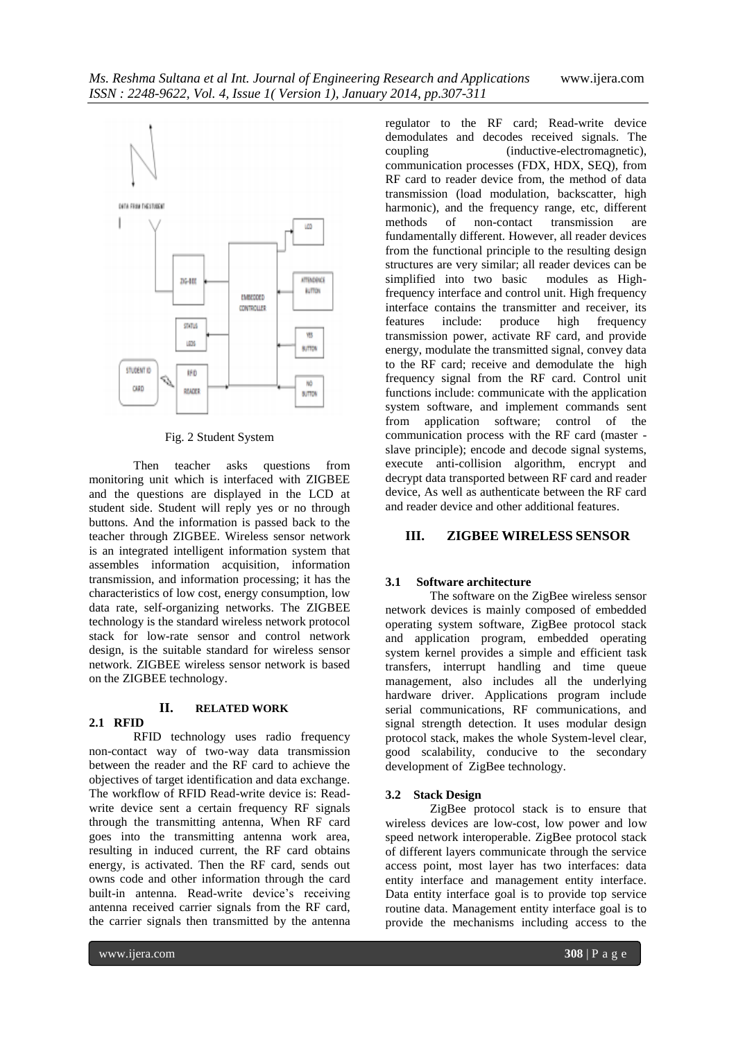DATA FROM THE STUDENT

ZIG-BEE

EMBEDDED CONTROLLER

LCD

ATTENDENCE BUTTON

STATUS LEDS

YES BUTTON

STUDENT ID CARD

RFID READER

NO BUTTON

Fig. 2 Student System

Then teacher asks questions from monitoring unit which is interfaced with ZIGBEE and the questions are displayed in the LCD at student side. Student will reply yes or no through buttons. And the information is passed back to the teacher through ZIGBEE. Wireless sensor network is an integrated intelligent information system that assembles information acquisition, information transmission, and information processing; it has the characteristics of low cost, energy consumption, low data rate, self-organizing networks. The ZIGBEE technology is the standard wireless network protocol stack for low-rate sensor and control network design, is the suitable standard for wireless sensor network. ZIGBEE wireless sensor network is based on the ZIGBEE technology.

## II. RELATED WORK

### 2.1 RFID

RFID technology uses radio frequency non-contact way of two-way data transmission between the reader and the RF card to achieve the objectives of target identification and data exchange. The workflow of RFID Read-write device is: Read-write device sent a certain frequency RF signals through the transmitting antenna, When RF card goes into the transmitting antenna work area, resulting in induced current, the RF card obtains energy, is activated. Then the RF card, sends out owns code and other information through the card built-in antenna. Read-write device's receiving antenna received carrier signals from the RF card, the carrier signals then transmitted by the antenna regulator to the RF card; Read-write device demodulates and decodes received signals. The coupling (inductive-electromagnetic), communication processes (FDX, HDX, SEQ), from RF card to reader device from, the method of data transmission (load modulation, backscatter, high harmonic), and the frequency range, etc, different methods of non-contact transmission are fundamentally different. However, all reader devices from the functional principle to the resulting design structures are very similar; all reader devices can be simplified into two basic modules as High-frequency interface and control unit. High frequency interface contains the transmitter and receiver, its features include: produce high frequency transmission power, activate RF card, and provide energy, modulate the transmitted signal, convey data to the RF card; receive and demodulate the high frequency signal from the RF card. Control unit functions include: communicate with the application system software, and implement commands sent from application software; control of the communication process with the RF card (master - slave principle); encode and decode signal systems, execute anti-collision algorithm, encrypt and decrypt data transported between RF card and reader device, As well as authenticate between the RF card and reader device and other additional features.

## III. ZIGBEE WIRELESS SENSOR

### 3.1 Software architecture

The software on the ZigBee wireless sensor network devices is mainly composed of embedded operating system software, ZigBee protocol stack and application program, embedded operating system kernel provides a simple and efficient task transfers, interrupt handling and time queue management, also includes all the underlying hardware driver. Applications program include serial communications, RF communications, and signal strength detection. It uses modular design protocol stack, makes the whole System-level clear, good scalability, conducive to the secondary development of ZigBee technology.

### 3.2 Stack Design

ZigBee protocol stack is to ensure that wireless devices are low-cost, low power and low speed network interoperable. ZigBee protocol stack of different layers communicate through the service access point, most layer has two interfaces: data entity interface and management entity interface. Data entity interface goal is to provide top service routine data. Management entity interface goal is to provide the mechanisms including access to the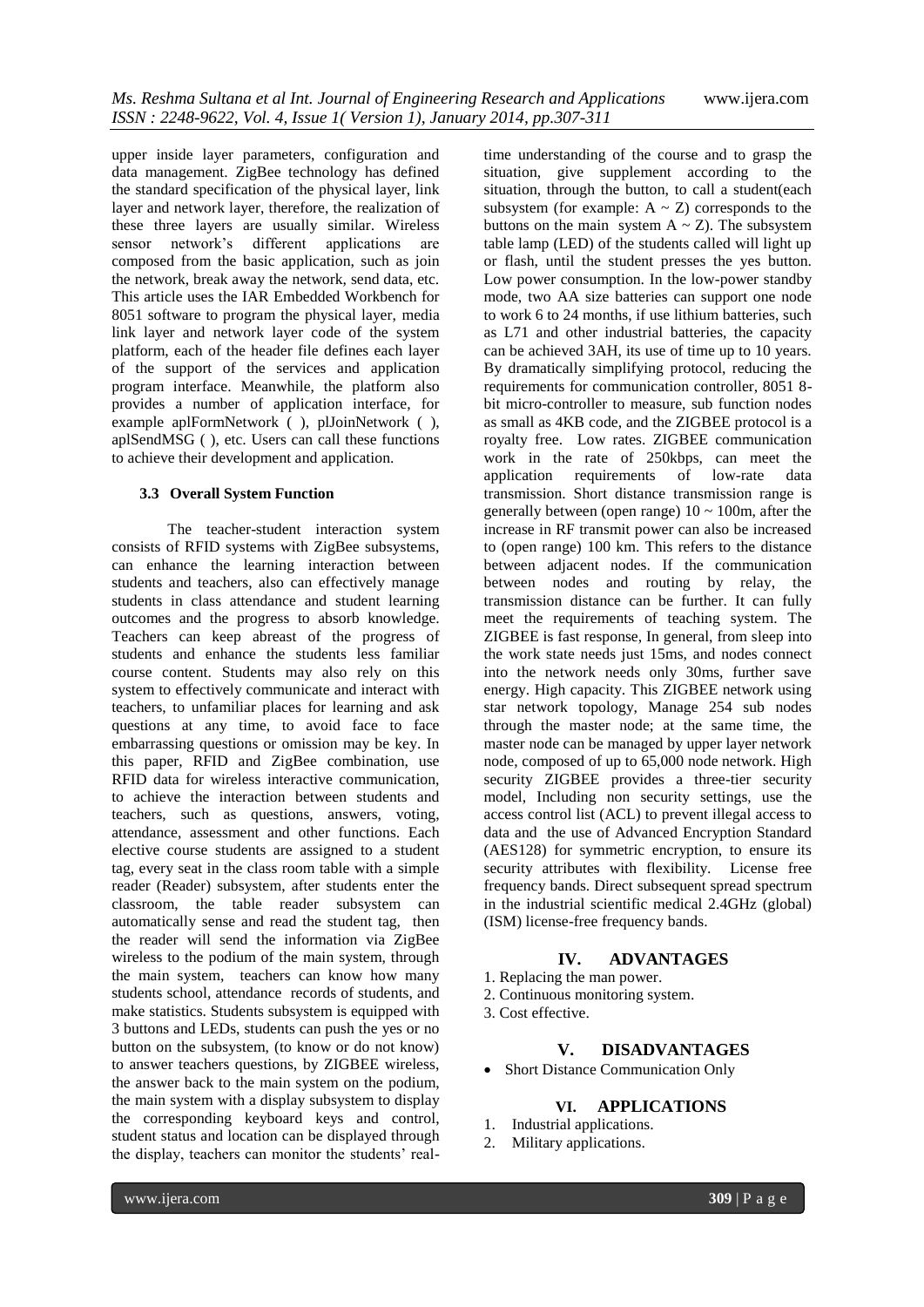upper inside layer parameters, configuration and data management. ZigBee technology has defined the standard specification of the physical layer, link layer and network layer, therefore, the realization of these three layers are usually similar. Wireless sensor network's different applications are composed from the basic application, such as join the network, break away the network, send data, etc. This article uses the IAR Embedded Workbench for 8051 software to program the physical layer, media link layer and network layer code of the system platform, each of the header file defines each layer of the support of the services and application program interface. Meanwhile, the platform also provides a number of application interface, for example aplFormNetwork ( ), plJoinNetwork ( ), aplSendMSG ( ), etc. Users can call these functions to achieve their development and application.

### 3.3 Overall System Function

The teacher-student interaction system consists of RFID systems with ZigBee subsystems, can enhance the learning interaction between students and teachers, also can effectively manage students in class attendance and student learning outcomes and the progress to absorb knowledge. Teachers can keep abreast of the progress of students and enhance the students less familiar course content. Students may also rely on this system to effectively communicate and interact with teachers, to unfamiliar places for learning and ask questions at any time, to avoid face to face embarrassing questions or omission may be key. In this paper, RFID and ZigBee combination, use RFID data for wireless interactive communication, to achieve the interaction between students and teachers, such as questions, answers, voting, attendance, assessment and other functions. Each elective course students are assigned to a student tag, every seat in the class room table with a simple reader (Reader) subsystem, after students enter the classroom, the table reader subsystem can automatically sense and read the student tag, then the reader will send the information via ZigBee wireless to the podium of the main system, through the main system, teachers can know how many students school, attendance records of students, and make statistics. Students subsystem is equipped with 3 buttons and LEDs, students can push the yes or no button on the subsystem, (to know or do not know) to answer teachers questions, by ZIGBEE wireless, the answer back to the main system on the podium, the main system with a display subsystem to display the corresponding keyboard keys and control, student status and location can be displayed through the display, teachers can monitor the students' real-time understanding of the course and to grasp the situation, give supplement according to the situation, through the button, to call a student(each subsystem (for example: A ~ Z) corresponds to the buttons on the main system A ~ Z). The subsystem table lamp (LED) of the students called will light up or flash, until the student presses the yes button. Low power consumption. In the low-power standby mode, two AA size batteries can support one node to work 6 to 24 months, if use lithium batteries, such as L71 and other industrial batteries, the capacity can be achieved 3AH, its use of time up to 10 years. By dramatically simplifying protocol, reducing the requirements for communication controller, 8051 8-bit micro-controller to measure, sub function nodes as small as 4KB code, and the ZIGBEE protocol is a royalty free. Low rates. ZIGBEE communication work in the rate of 250kbps, can meet the application requirements of low-rate data transmission. Short distance transmission range is generally between (open range) 10 ~ 100m, after the increase in RF transmit power can also be increased to (open range) 100 km. This refers to the distance between adjacent nodes. If the communication between nodes and routing by relay, the transmission distance can be further. It can fully meet the requirements of teaching system. The ZIGBEE is fast response, In general, from sleep into the work state needs just 15ms, and nodes connect into the network needs only 30ms, further save energy. High capacity. This ZIGBEE network using star network topology, Manage 254 sub nodes through the master node; at the same time, the master node can be managed by upper layer network node, composed of up to 65,000 node network. High security ZIGBEE provides a three-tier security model, Including non security settings, use the access control list (ACL) to prevent illegal access to data and the use of Advanced Encryption Standard (AES128) for symmetric encryption, to ensure its security attributes with flexibility. License free frequency bands. Direct subsequent spread spectrum in the industrial scientific medical 2.4GHz (global) (ISM) license-free frequency bands.

## IV. ADVANTAGES

1. Replacing the man power.
2. Continuous monitoring system.
3. Cost effective.

## V. DISADVANTAGES

- Short Distance Communication Only

## VI. APPLICATIONS

1. Industrial applications.
2. Military applications.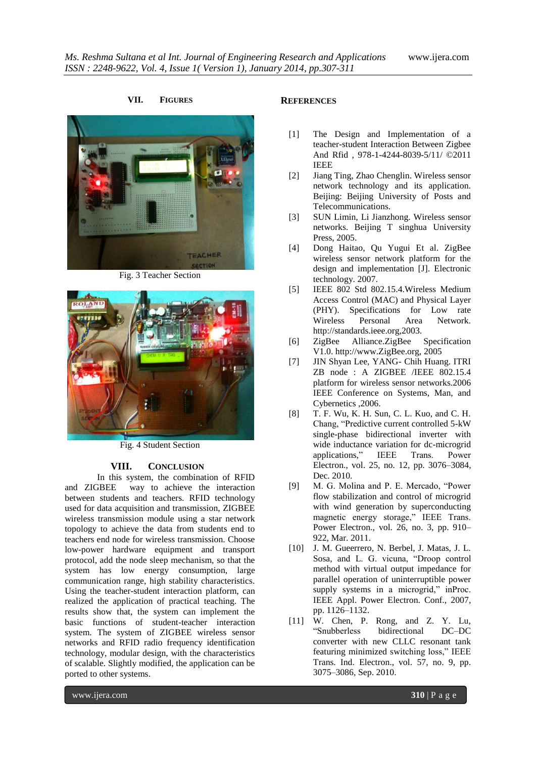## VII. FIGURES

Fig. 3 Teacher Section

Fig. 4 Student Section

## VIII. CONCLUSION

In this system, the combination of RFID and ZIGBEE way to achieve the interaction between students and teachers. RFID technology used for data acquisition and transmission, ZIGBEE wireless transmission module using a star network topology to achieve the data from students end to teachers end node for wireless transmission. Choose low-power hardware equipment and transport protocol, add the node sleep mechanism, so that the system has low energy consumption, large communication range, high stability characteristics. Using the teacher-student interaction platform, can realized the application of practical teaching. The results show that, the system can implement the basic functions of student-teacher interaction system. The system of ZIGBEE wireless sensor networks and RFID radio frequency identification technology, modular design, with the characteristics of scalable. Slightly modified, the application can be ported to other systems.

## REFERENCES

[1] The Design and Implementation of a teacher-student Interaction Between Zigbee And Rfid , 978-1-4244-8039-5/11/ ©2011 IEEE

[2] Jiang Ting, Zhao Chenglin. Wireless sensor network technology and its application. Beijing: Beijing University of Posts and Telecommunications.

[3] SUN Limin, Li Jianzhong. Wireless sensor networks. Beijing T singhua University Press, 2005.

[4] Dong Haitao, Qu Yugui Et al. ZigBee wireless sensor network platform for the design and implementation [J]. Electronic technology. 2007.

[5] IEEE 802 Std 802.15.4.Wireless Medium Access Control (MAC) and Physical Layer (PHY). Specifications for Low rate Wireless Personal Area Network. http://standards.ieee.org,2003.

[6] ZigBee Alliance.ZigBee Specification V1.0. http://www.ZigBee.org, 2005

[7] JIN Shyan Lee, YANG- Chih Huang. ITRI ZB node : A ZIGBEE /IEEE 802.15.4 platform for wireless sensor networks.2006 IEEE Conference on Systems, Man, and Cybernetics ,2006.

[8] T. F. Wu, K. H. Sun, C. L. Kuo, and C. H. Chang, "Predictive current controlled 5-kW single-phase bidirectional inverter with wide inductance variation for dc-microgrid applications," IEEE Trans. Power Electron., vol. 25, no. 12, pp. 3076–3084, Dec. 2010.

[9] M. G. Molina and P. E. Mercado, "Power flow stabilization and control of microgrid with wind generation by superconducting magnetic energy storage," IEEE Trans. Power Electron., vol. 26, no. 3, pp. 910–922, Mar. 2011.

[10] J. M. Gueerrero, N. Berbel, J. Matas, J. L. Sosa, and L. G. vicuna, "Droop control method with virtual output impedance for parallel operation of uninterruptible power supply systems in a microgrid," inProc. IEEE Appl. Power Electron. Conf., 2007, pp. 1126–1132.

[11] W. Chen, P. Rong, and Z. Y. Lu, "Snubberless bidirectional DC–DC converter with new CLLC resonant tank featuring minimized switching loss," IEEE Trans. Ind. Electron., vol. 57, no. 9, pp. 3075–3086, Sep. 2010.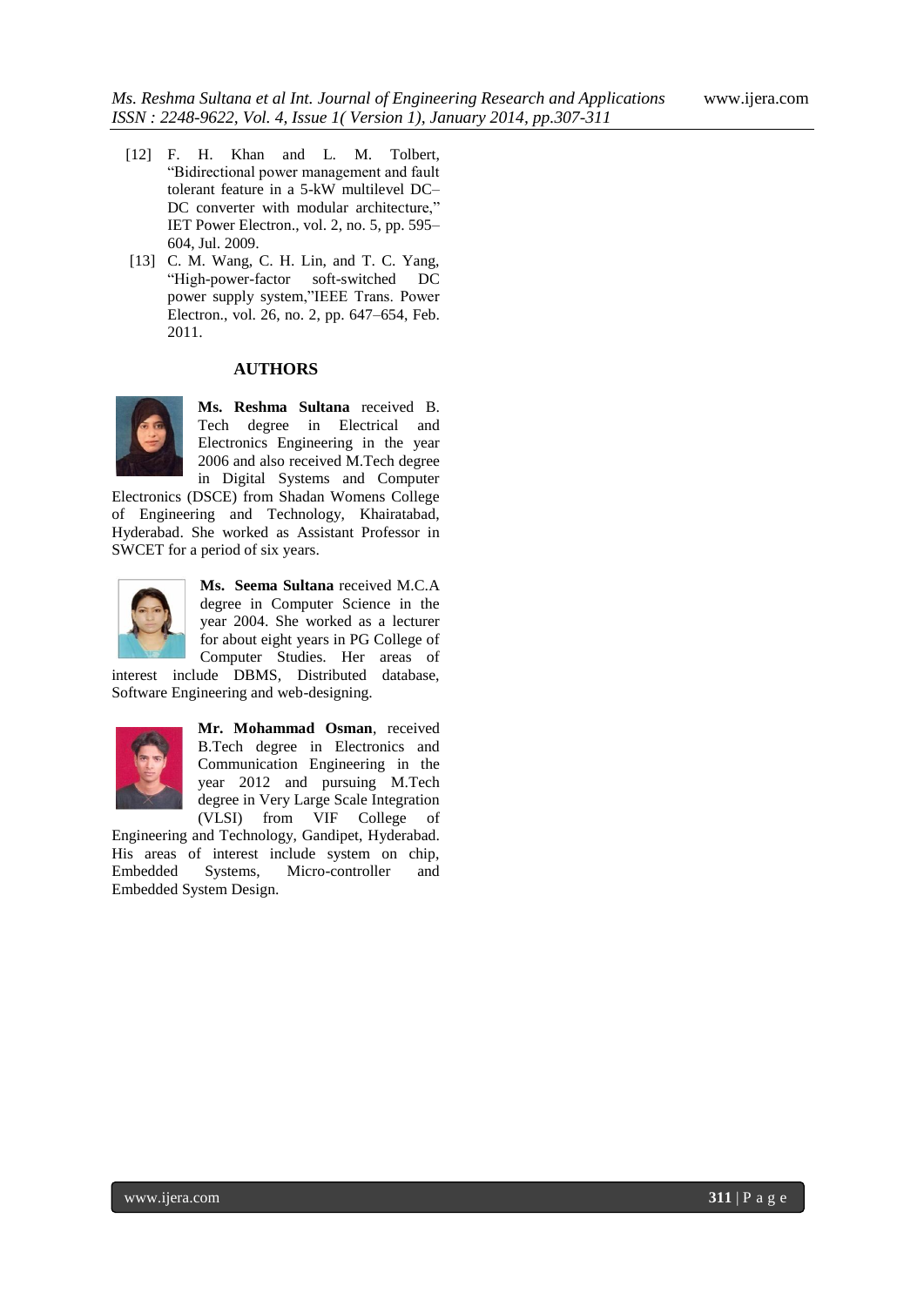[12] F. H. Khan and L. M. Tolbert, "Bidirectional power management and fault tolerant feature in a 5-kW multilevel DC–DC converter with modular architecture," IET Power Electron., vol. 2, no. 5, pp. 595–604, Jul. 2009.

[13] C. M. Wang, C. H. Lin, and T. C. Yang, "High-power-factor soft-switched DC power supply system,"IEEE Trans. Power Electron., vol. 26, no. 2, pp. 647–654, Feb. 2011.

## AUTHORS

**Ms. Reshma Sultana** received B. Tech degree in Electrical and Electronics Engineering in the year 2006 and also received M.Tech degree in Digital Systems and Computer Electronics (DSCE) from Shadan Womens College of Engineering and Technology, Khairatabad, Hyderabad. She worked as Assistant Professor in SWCET for a period of six years.

**Ms. Seema Sultana** received M.C.A degree in Computer Science in the year 2004. She worked as a lecturer for about eight years in PG College of Computer Studies. Her areas of interest include DBMS, Distributed database, Software Engineering and web-designing.

**Mr. Mohammad Osman**, received B.Tech degree in Electronics and Communication Engineering in the year 2012 and pursuing M.Tech degree in Very Large Scale Integration (VLSI) from VIF College of Engineering and Technology, Gandipet, Hyderabad. His areas of interest include system on chip, Embedded Systems, Micro-controller and Embedded System Design.